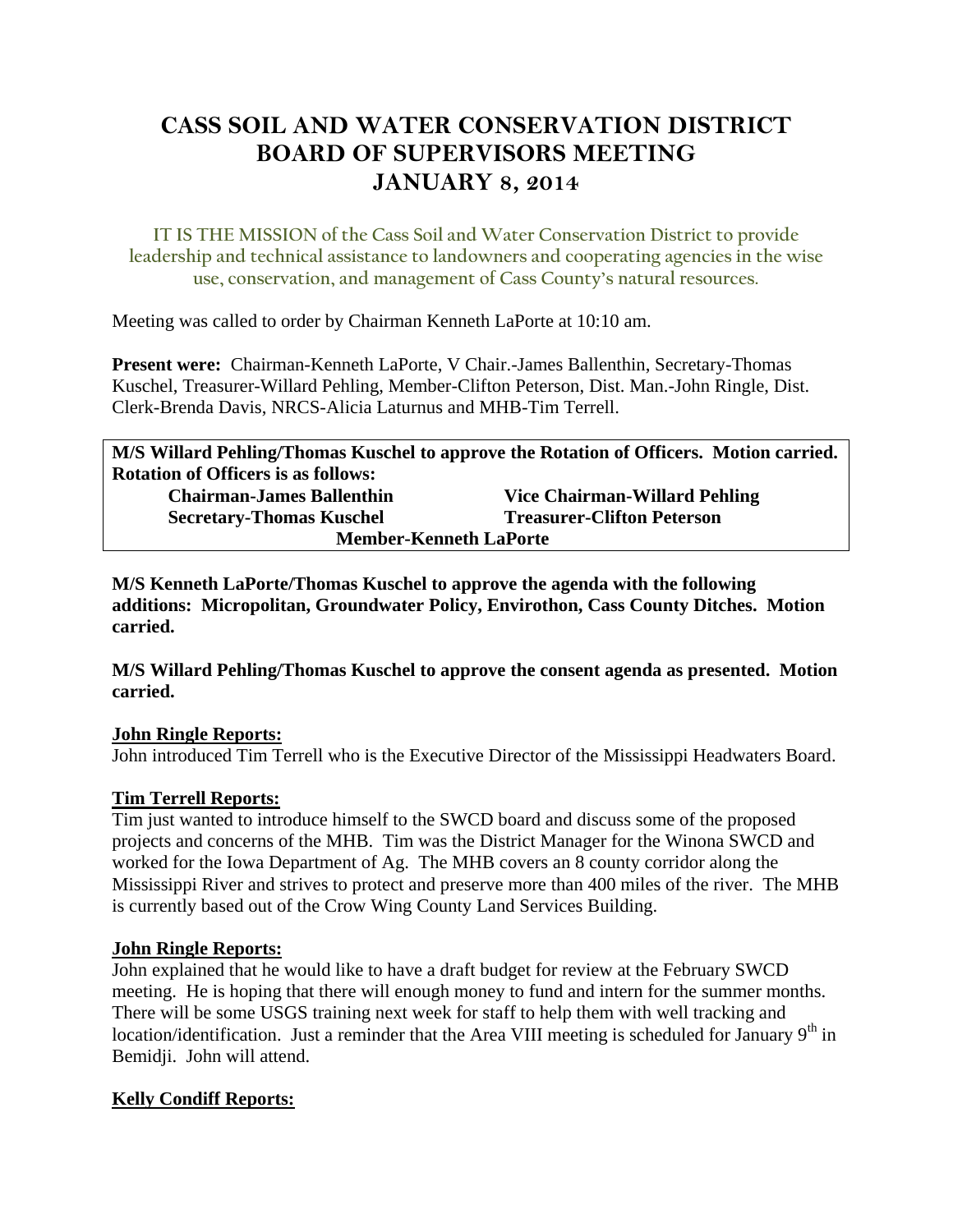# CASS SOIL AND WATER CONSERVATION DISTRICT
# BOARD OF SUPERVISORS MEETING
# JANUARY 8, 2014

IT IS THE MISSION of the Cass Soil and Water Conservation District to provide leadership and technical assistance to landowners and cooperating agencies in the wise use, conservation, and management of Cass County's natural resources.

Meeting was called to order by Chairman Kenneth LaPorte at 10:10 am.

**Present were:** Chairman-Kenneth LaPorte, V Chair.-James Ballenthin, Secretary-Thomas Kuschel, Treasurer-Willard Pehling, Member-Clifton Peterson, Dist. Man.-John Ringle, Dist. Clerk-Brenda Davis, NRCS-Alicia Laturnus and MHB-Tim Terrell.

**M/S Willard Pehling/Thomas Kuschel to approve the Rotation of Officers. Motion carried. Rotation of Officers is as follows:**

| | |
|---|---|
| **Chairman-James Ballenthin** | **Vice Chairman-Willard Pehling** |
| **Secretary-Thomas Kuschel** | **Treasurer-Clifton Peterson** |
| **Member-Kenneth LaPorte** | |

**M/S Kenneth LaPorte/Thomas Kuschel to approve the agenda with the following additions: Micropolitan, Groundwater Policy, Envirothon, Cass County Ditches. Motion carried.**

**M/S Willard Pehling/Thomas Kuschel to approve the consent agenda as presented. Motion carried.**

**John Ringle Reports:**

John introduced Tim Terrell who is the Executive Director of the Mississippi Headwaters Board.

**Tim Terrell Reports:**

Tim just wanted to introduce himself to the SWCD board and discuss some of the proposed projects and concerns of the MHB. Tim was the District Manager for the Winona SWCD and worked for the Iowa Department of Ag. The MHB covers an 8 county corridor along the Mississippi River and strives to protect and preserve more than 400 miles of the river. The MHB is currently based out of the Crow Wing County Land Services Building.

**John Ringle Reports:**

John explained that he would like to have a draft budget for review at the February SWCD meeting. He is hoping that there will enough money to fund and intern for the summer months. There will be some USGS training next week for staff to help them with well tracking and location/identification. Just a reminder that the Area VIII meeting is scheduled for January 9th in Bemidji. John will attend.

**Kelly Condiff Reports:**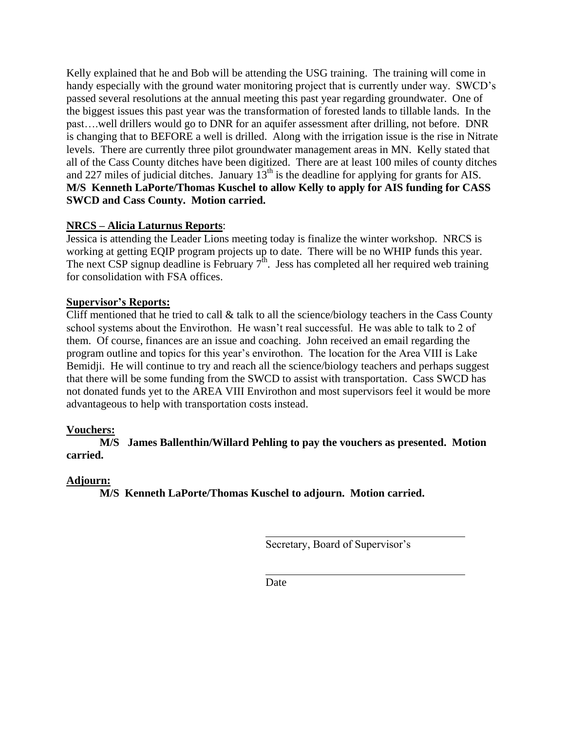Kelly explained that he and Bob will be attending the USG training. The training will come in handy especially with the ground water monitoring project that is currently under way. SWCD's passed several resolutions at the annual meeting this past year regarding groundwater. One of the biggest issues this past year was the transformation of forested lands to tillable lands. In the past….well drillers would go to DNR for an aquifer assessment after drilling, not before. DNR is changing that to BEFORE a well is drilled. Along with the irrigation issue is the rise in Nitrate levels. There are currently three pilot groundwater management areas in MN. Kelly stated that all of the Cass County ditches have been digitized. There are at least 100 miles of county ditches and 227 miles of judicial ditches. January 13th is the deadline for applying for grants for AIS. **M/S Kenneth LaPorte/Thomas Kuschel to allow Kelly to apply for AIS funding for CASS SWCD and Cass County. Motion carried.**

**NRCS – Alicia Laturnus Reports**:

Jessica is attending the Leader Lions meeting today is finalize the winter workshop. NRCS is working at getting EQIP program projects up to date. There will be no WHIP funds this year. The next CSP signup deadline is February 7th. Jess has completed all her required web training for consolidation with FSA offices.

**Supervisor's Reports:**

Cliff mentioned that he tried to call & talk to all the science/biology teachers in the Cass County school systems about the Envirothon. He wasn't real successful. He was able to talk to 2 of them. Of course, finances are an issue and coaching. John received an email regarding the program outline and topics for this year's envirothon. The location for the Area VIII is Lake Bemidji. He will continue to try and reach all the science/biology teachers and perhaps suggest that there will be some funding from the SWCD to assist with transportation. Cass SWCD has not donated funds yet to the AREA VIII Envirothon and most supervisors feel it would be more advantageous to help with transportation costs instead.

**Vouchers:**

**M/S James Ballenthin/Willard Pehling to pay the vouchers as presented. Motion carried.**

**Adjourn:**

**M/S Kenneth LaPorte/Thomas Kuschel to adjourn. Motion carried.**

Secretary, Board of Supervisor's

Date